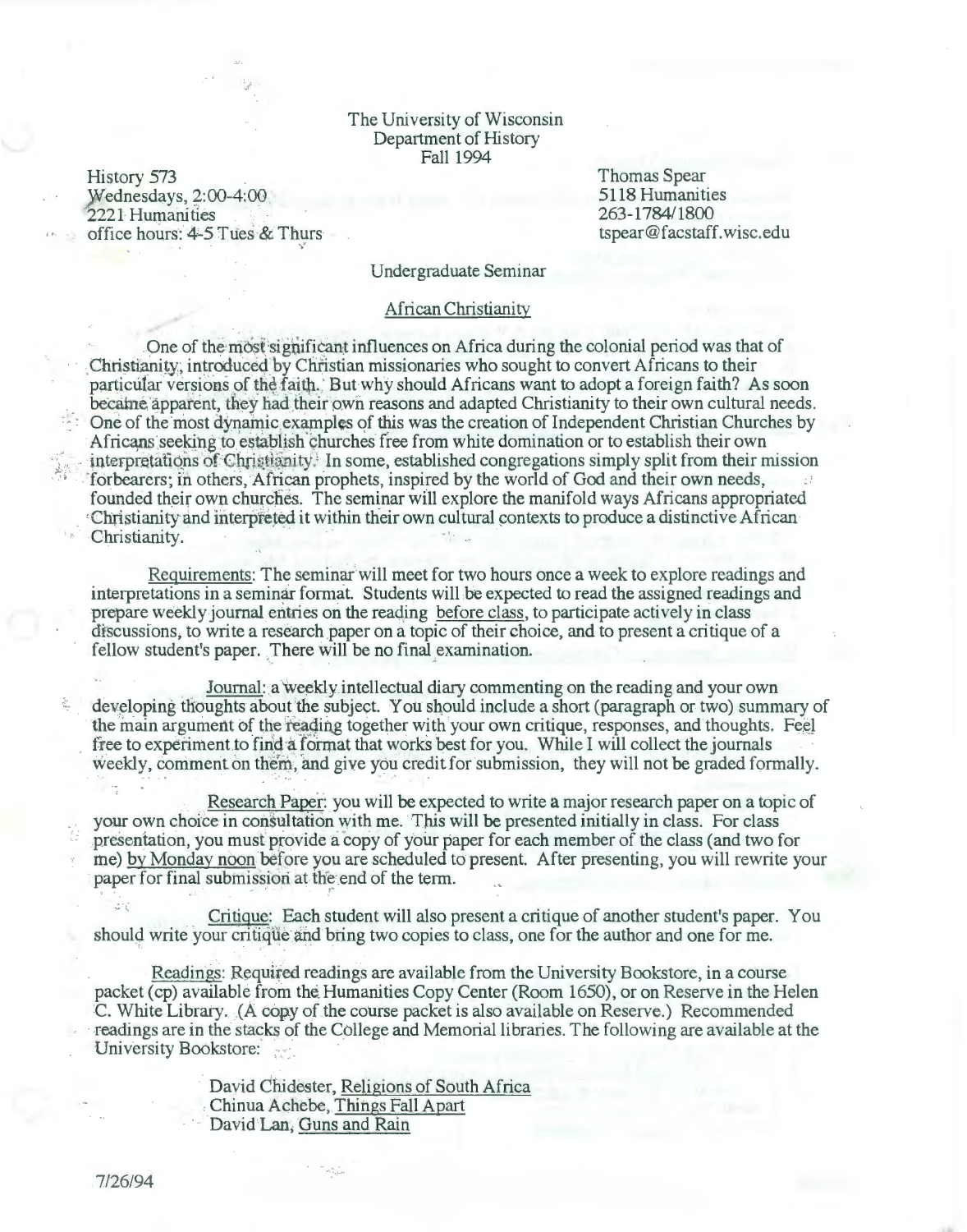The University of Wisconsin
Department of History
Fall 1994

History 573
Wednesdays, 2:00-4:00
2221 Humanities
office hours: 4-5 Tues & Thurs

Thomas Spear
5118 Humanities
263-1784/1800
tspear@facstaff.wisc.edu

Undergraduate Seminar

## African Christianity

One of the most significant influences on Africa during the colonial period was that of Christianity, introduced by Christian missionaries who sought to convert Africans to their particular versions of the faith. But why should Africans want to adopt a foreign faith? As soon became apparent, they had their own reasons and adapted Christianity to their own cultural needs. One of the most dynamic examples of this was the creation of Independent Christian Churches by Africans seeking to establish churches free from white domination or to establish their own interpretations of Christianity. In some, established congregations simply split from their mission forbearers; in others, African prophets, inspired by the world of God and their own needs, founded their own churches. The seminar will explore the manifold ways Africans appropriated Christianity and interpreted it within their own cultural contexts to produce a distinctive African Christianity.

Requirements: The seminar will meet for two hours once a week to explore readings and interpretations in a seminar format. Students will be expected to read the assigned readings and prepare weekly journal entries on the reading before class, to participate actively in class discussions, to write a research paper on a topic of their choice, and to present a critique of a fellow student's paper. There will be no final examination.

Journal: a weekly intellectual diary commenting on the reading and your own developing thoughts about the subject. You should include a short (paragraph or two) summary of the main argument of the reading together with your own critique, responses, and thoughts. Feel free to experiment to find a format that works best for you. While I will collect the journals weekly, comment on them, and give you credit for submission, they will not be graded formally.

Research Paper: you will be expected to write a major research paper on a topic of your own choice in consultation with me. This will be presented initially in class. For class presentation, you must provide a copy of your paper for each member of the class (and two for me) by Monday noon before you are scheduled to present. After presenting, you will rewrite your paper for final submission at the end of the term.

Critique: Each student will also present a critique of another student's paper. You should write your critique and bring two copies to class, one for the author and one for me.

Readings: Required readings are available from the University Bookstore, in a course packet (cp) available from the Humanities Copy Center (Room 1650), or on Reserve in the Helen C. White Library. (A copy of the course packet is also available on Reserve.) Recommended readings are in the stacks of the College and Memorial libraries. The following are available at the University Bookstore:

David Chidester, Religions of South Africa
Chinua Achebe, Things Fall Apart
David Lan, Guns and Rain

7/26/94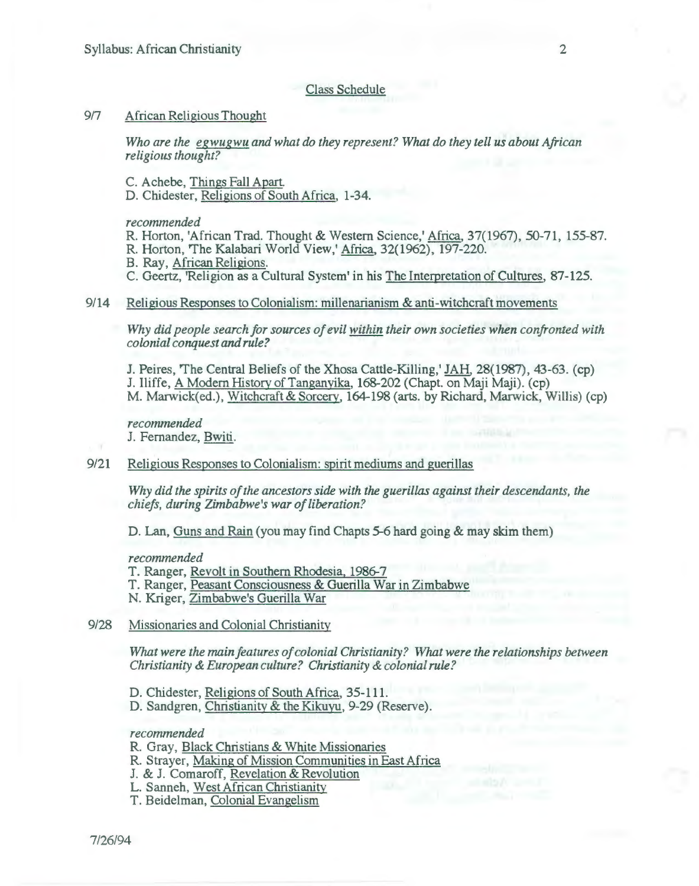## Class Schedule

9/7 African Religious Thought

*Who are the egwugwu and what do they represent? What do they tell us about African religious thought?*

C. Achebe, Things Fall Apart.
D. Chidester, Religions of South Africa, 1-34.

*recommended*
R. Horton, 'African Trad. Thought & Western Science,' Africa, 37(1967), 50-71, 155-87.
R. Horton, 'The Kalabari World View,' Africa, 32(1962), 197-220.
B. Ray, African Religions.
C. Geertz, 'Religion as a Cultural System' in his The Interpretation of Cultures, 87-125.

9/14 Religious Responses to Colonialism: millenarianism & anti-witchcraft movements

*Why did people search for sources of evil within their own societies when confronted with colonial conquest and rule?*

J. Peires, 'The Central Beliefs of the Xhosa Cattle-Killing,' JAH, 28(1987), 43-63. (cp)
J. Iliffe, A Modern History of Tanganyika, 168-202 (Chapt. on Maji Maji). (cp)
M. Marwick(ed.), Witchcraft & Sorcery, 164-198 (arts. by Richard, Marwick, Willis) (cp)

*recommended*
J. Fernandez, Bwiti.

9/21 Religious Responses to Colonialism: spirit mediums and guerillas

*Why did the spirits of the ancestors side with the guerillas against their descendants, the chiefs, during Zimbabwe's war of liberation?*

D. Lan, Guns and Rain (you may find Chapts 5-6 hard going & may skim them)

*recommended*
T. Ranger, Revolt in Southern Rhodesia, 1986-7
T. Ranger, Peasant Consciousness & Guerilla War in Zimbabwe
N. Kriger, Zimbabwe's Guerilla War

9/28 Missionaries and Colonial Christianity

*What were the main features of colonial Christianity? What were the relationships between Christianity & European culture? Christianity & colonial rule?*

D. Chidester, Religions of South Africa, 35-111.
D. Sandgren, Christianity & the Kikuyu, 9-29 (Reserve).

*recommended*
R. Gray, Black Christians & White Missionaries
R. Strayer, Making of Mission Communities in East Africa
J. & J. Comaroff, Revelation & Revolution
L. Sanneh, West African Christianity
T. Beidelman, Colonial Evangelism

7/26/94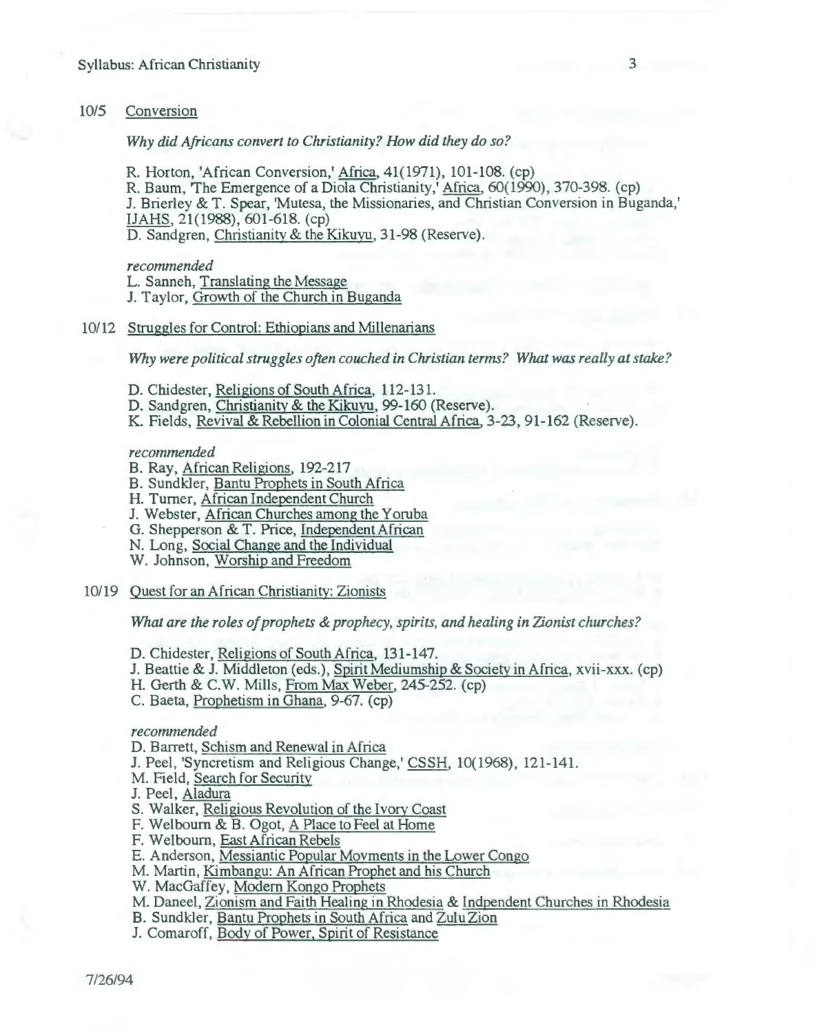10/5 Conversion

*Why did Africans convert to Christianity? How did they do so?*

R. Horton, 'African Conversion,' Africa, 41(1971), 101-108. (cp)
R. Baum, 'The Emergence of a Diola Christianity,' Africa, 60(1990), 370-398. (cp)
J. Brierley & T. Spear, 'Mutesa, the Missionaries, and Christian Conversion in Buganda,' IJAHS, 21(1988), 601-618. (cp)
D. Sandgren, Christianity & the Kikuyu, 31-98 (Reserve).

*recommended*
L. Sanneh, Translating the Message
J. Taylor, Growth of the Church in Buganda

10/12 Struggles for Control: Ethiopians and Millenarians

*Why were political struggles often couched in Christian terms? What was really at stake?*

D. Chidester, Religions of South Africa, 112-131.
D. Sandgren, Christianity & the Kikuyu, 99-160 (Reserve).
K. Fields, Revival & Rebellion in Colonial Central Africa, 3-23, 91-162 (Reserve).

*recommended*
B. Ray, African Religions, 192-217
B. Sundkler, Bantu Prophets in South Africa
H. Turner, African Independent Church
J. Webster, African Churches among the Yoruba
G. Shepperson & T. Price, Independent African
N. Long, Social Change and the Individual
W. Johnson, Worship and Freedom

10/19 Quest for an African Christianity: Zionists

*What are the roles of prophets & prophecy, spirits, and healing in Zionist churches?*

D. Chidester, Religions of South Africa, 131-147.
J. Beattie & J. Middleton (eds.), Spirit Mediumship & Society in Africa, xvii-xxx. (cp)
H. Gerth & C.W. Mills, From Max Weber, 245-252. (cp)
C. Baeta, Prophetism in Ghana, 9-67. (cp)

*recommended*
D. Barrett, Schism and Renewal in Africa
J. Peel, 'Syncretism and Religious Change,' CSSH, 10(1968), 121-141.
M. Field, Search for Security
J. Peel, Aladura
S. Walker, Religious Revolution of the Ivory Coast
F. Welbourn & B. Ogot, A Place to Feel at Home
F. Welbourn, East African Rebels
E. Anderson, Messiantic Popular Movments in the Lower Congo
M. Martin, Kimbangu: An African Prophet and his Church
W. MacGaffey, Modern Kongo Prophets
M. Daneel, Zionism and Faith Healing in Rhodesia & Indpendent Churches in Rhodesia
B. Sundkler, Bantu Prophets in South Africa and Zulu Zion
J. Comaroff, Body of Power, Spirit of Resistance

7/26/94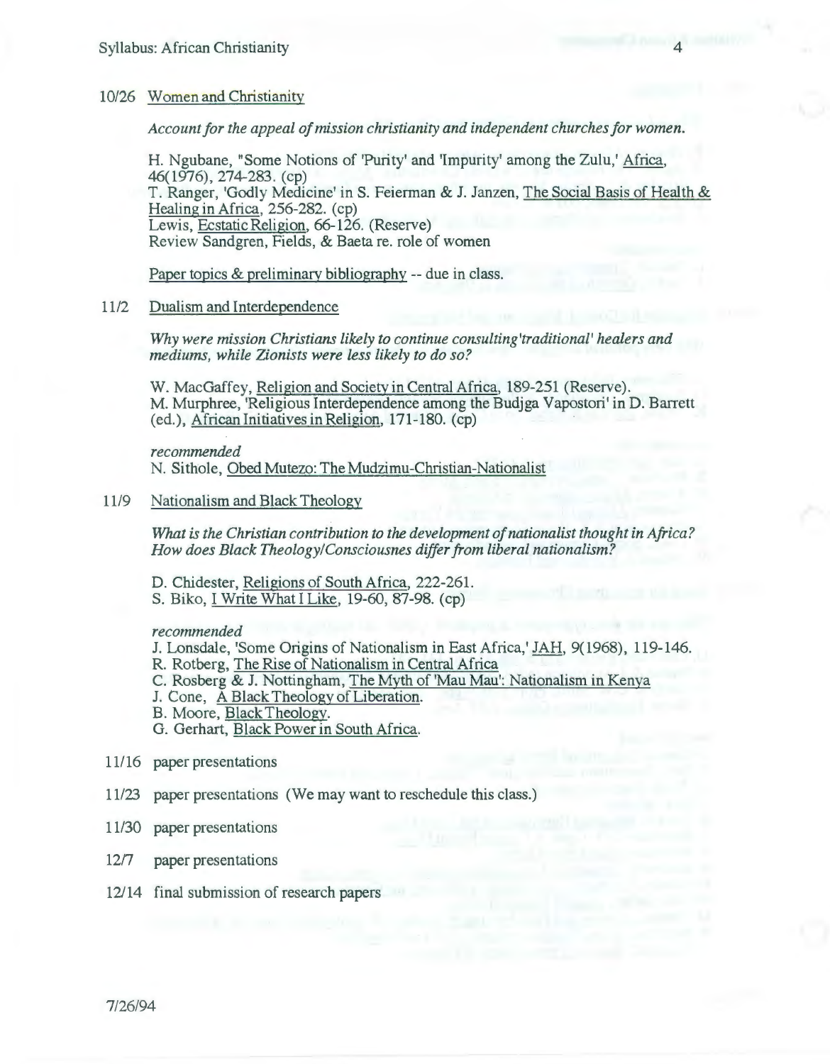10/26 Women and Christianity

*Account for the appeal of mission christianity and independent churches for women.*

H. Ngubane, "Some Notions of 'Purity' and 'Impurity' among the Zulu,' Africa, 46(1976), 274-283. (cp)
T. Ranger, 'Godly Medicine' in S. Feierman & J. Janzen, The Social Basis of Health & Healing in Africa, 256-282. (cp)
Lewis, Ecstatic Religion, 66-126. (Reserve)
Review Sandgren, Fields, & Baeta re. role of women

Paper topics & preliminary bibliography -- due in class.

11/2 Dualism and Interdependence

*Why were mission Christians likely to continue consulting 'traditional' healers and mediums, while Zionists were less likely to do so?*

W. MacGaffey, Religion and Society in Central Africa, 189-251 (Reserve).
M. Murphree, 'Religious Interdependence among the Budjga Vapostori' in D. Barrett (ed.), African Initiatives in Religion, 171-180. (cp)

*recommended*
N. Sithole, Obed Mutezo: The Mudzimu-Christian-Nationalist

11/9 Nationalism and Black Theology

*What is the Christian contribution to the development of nationalist thought in Africa? How does Black Theology/Consciousnes differ from liberal nationalism?*

D. Chidester, Religions of South Africa, 222-261.
S. Biko, I Write What I Like, 19-60, 87-98. (cp)

*recommended*
J. Lonsdale, 'Some Origins of Nationalism in East Africa,' JAH, 9(1968), 119-146.
R. Rotberg, The Rise of Nationalism in Central Africa
C. Rosberg & J. Nottingham, The Myth of 'Mau Mau': Nationalism in Kenya
J. Cone, A Black Theology of Liberation.
B. Moore, Black Theology.
G. Gerhart, Black Power in South Africa.

11/16 paper presentations

11/23 paper presentations (We may want to reschedule this class.)

11/30 paper presentations

12/7 paper presentations

12/14 final submission of research papers

7/26/94